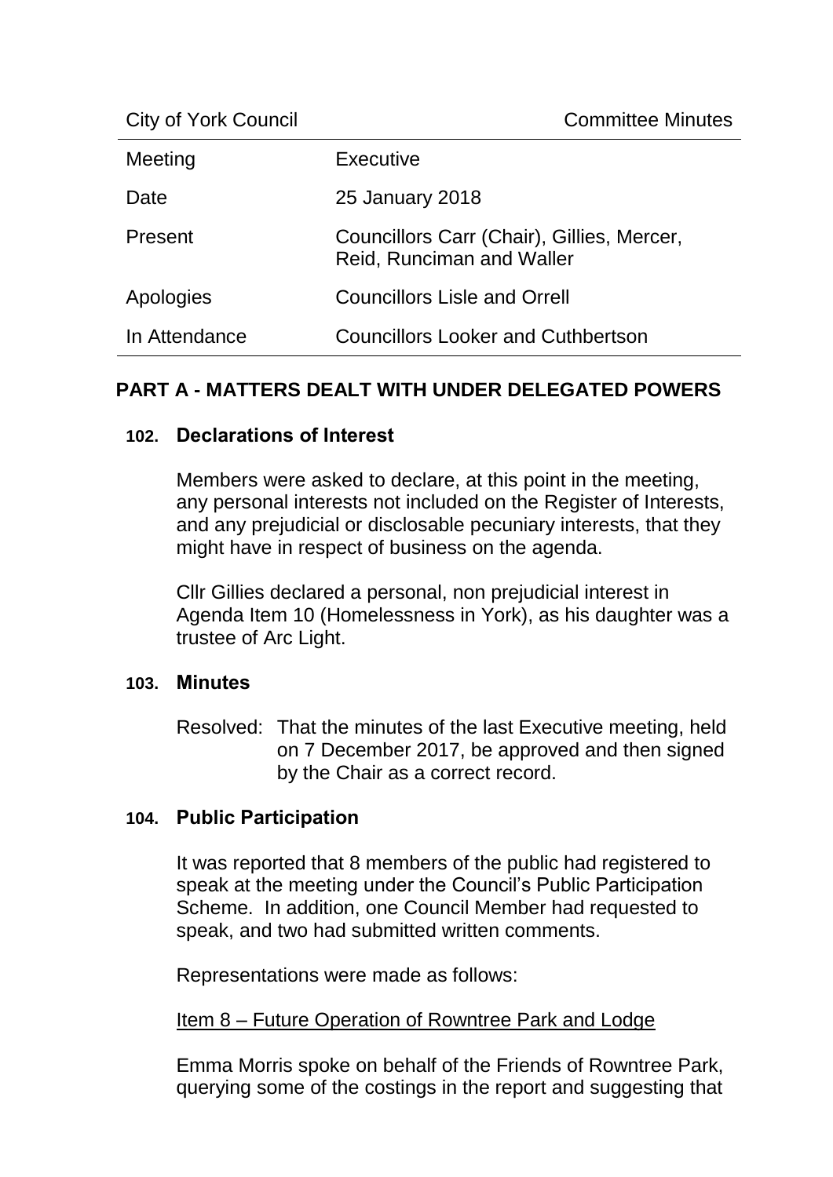City of York Council — Committee Minutes

| | |
|---|---|
| Meeting | Executive |
| Date | 25 January 2018 |
| Present | Councillors Carr (Chair), Gillies, Mercer, Reid, Runciman and Waller |
| Apologies | Councillors Lisle and Orrell |
| In Attendance | Councillors Looker and Cuthbertson |

## PART A - MATTERS DEALT WITH UNDER DELEGATED POWERS

### 102. Declarations of Interest

Members were asked to declare, at this point in the meeting, any personal interests not included on the Register of Interests, and any prejudicial or disclosable pecuniary interests, that they might have in respect of business on the agenda.

Cllr Gillies declared a personal, non prejudicial interest in Agenda Item 10 (Homelessness in York), as his daughter was a trustee of Arc Light.

### 103. Minutes

Resolved: That the minutes of the last Executive meeting, held on 7 December 2017, be approved and then signed by the Chair as a correct record.

### 104. Public Participation

It was reported that 8 members of the public had registered to speak at the meeting under the Council's Public Participation Scheme. In addition, one Council Member had requested to speak, and two had submitted written comments.

Representations were made as follows:

Item 8 – Future Operation of Rowntree Park and Lodge

Emma Morris spoke on behalf of the Friends of Rowntree Park, querying some of the costings in the report and suggesting that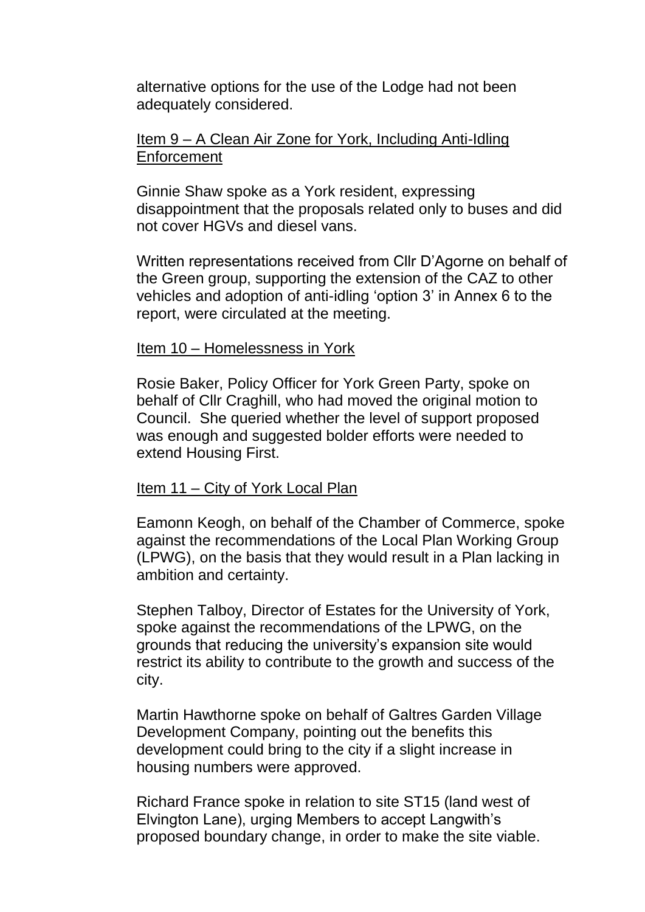alternative options for the use of the Lodge had not been adequately considered.

Item 9 – A Clean Air Zone for York, Including Anti-Idling Enforcement

Ginnie Shaw spoke as a York resident, expressing disappointment that the proposals related only to buses and did not cover HGVs and diesel vans.

Written representations received from Cllr D'Agorne on behalf of the Green group, supporting the extension of the CAZ to other vehicles and adoption of anti-idling 'option 3' in Annex 6 to the report, were circulated at the meeting.

Item 10 – Homelessness in York

Rosie Baker, Policy Officer for York Green Party, spoke on behalf of Cllr Craghill, who had moved the original motion to Council. She queried whether the level of support proposed was enough and suggested bolder efforts were needed to extend Housing First.

Item 11 – City of York Local Plan

Eamonn Keogh, on behalf of the Chamber of Commerce, spoke against the recommendations of the Local Plan Working Group (LPWG), on the basis that they would result in a Plan lacking in ambition and certainty.

Stephen Talboy, Director of Estates for the University of York, spoke against the recommendations of the LPWG, on the grounds that reducing the university's expansion site would restrict its ability to contribute to the growth and success of the city.

Martin Hawthorne spoke on behalf of Galtres Garden Village Development Company, pointing out the benefits this development could bring to the city if a slight increase in housing numbers were approved.

Richard France spoke in relation to site ST15 (land west of Elvington Lane), urging Members to accept Langwith's proposed boundary change, in order to make the site viable.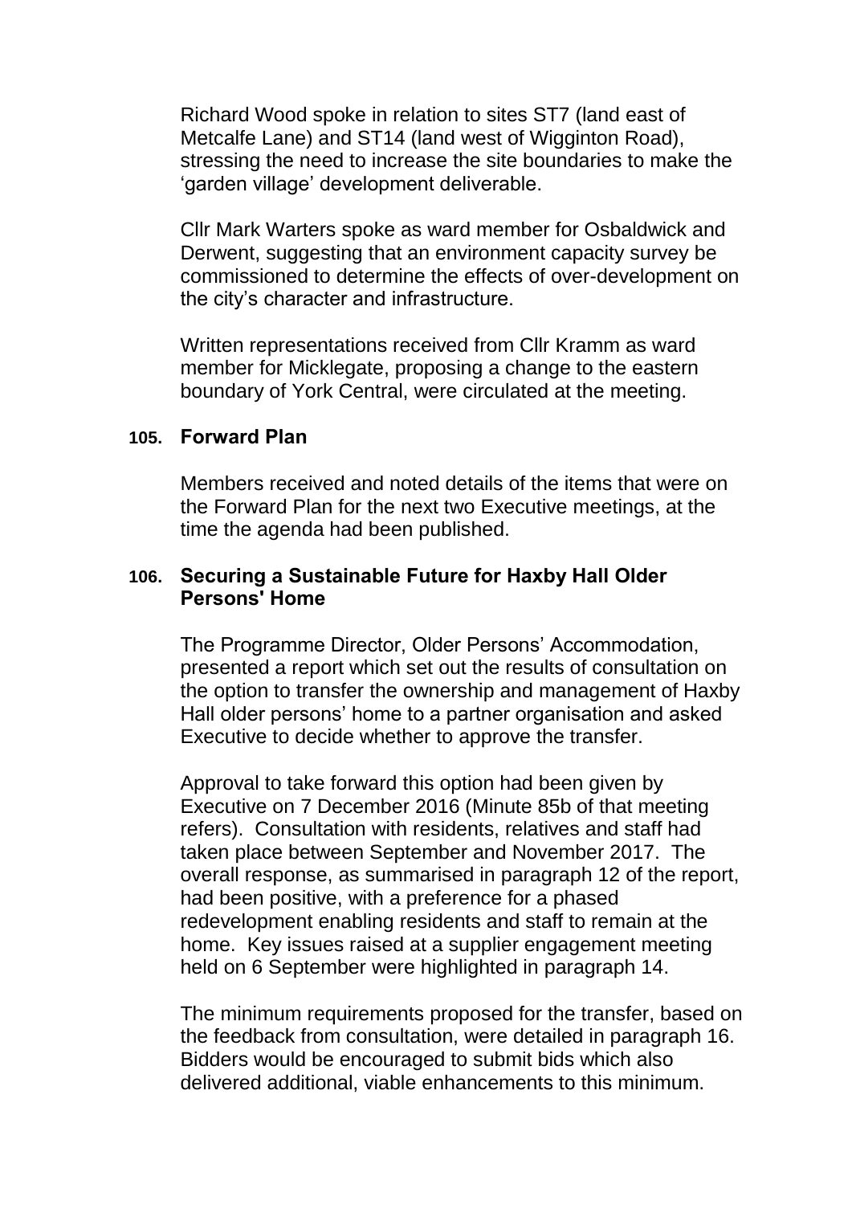Richard Wood spoke in relation to sites ST7 (land east of Metcalfe Lane) and ST14 (land west of Wigginton Road), stressing the need to increase the site boundaries to make the 'garden village' development deliverable.

Cllr Mark Warters spoke as ward member for Osbaldwick and Derwent, suggesting that an environment capacity survey be commissioned to determine the effects of over-development on the city's character and infrastructure.

Written representations received from Cllr Kramm as ward member for Micklegate, proposing a change to the eastern boundary of York Central, were circulated at the meeting.

### 105. Forward Plan

Members received and noted details of the items that were on the Forward Plan for the next two Executive meetings, at the time the agenda had been published.

### 106. Securing a Sustainable Future for Haxby Hall Older Persons' Home

The Programme Director, Older Persons' Accommodation, presented a report which set out the results of consultation on the option to transfer the ownership and management of Haxby Hall older persons' home to a partner organisation and asked Executive to decide whether to approve the transfer.

Approval to take forward this option had been given by Executive on 7 December 2016 (Minute 85b of that meeting refers). Consultation with residents, relatives and staff had taken place between September and November 2017. The overall response, as summarised in paragraph 12 of the report, had been positive, with a preference for a phased redevelopment enabling residents and staff to remain at the home. Key issues raised at a supplier engagement meeting held on 6 September were highlighted in paragraph 14.

The minimum requirements proposed for the transfer, based on the feedback from consultation, were detailed in paragraph 16. Bidders would be encouraged to submit bids which also delivered additional, viable enhancements to this minimum.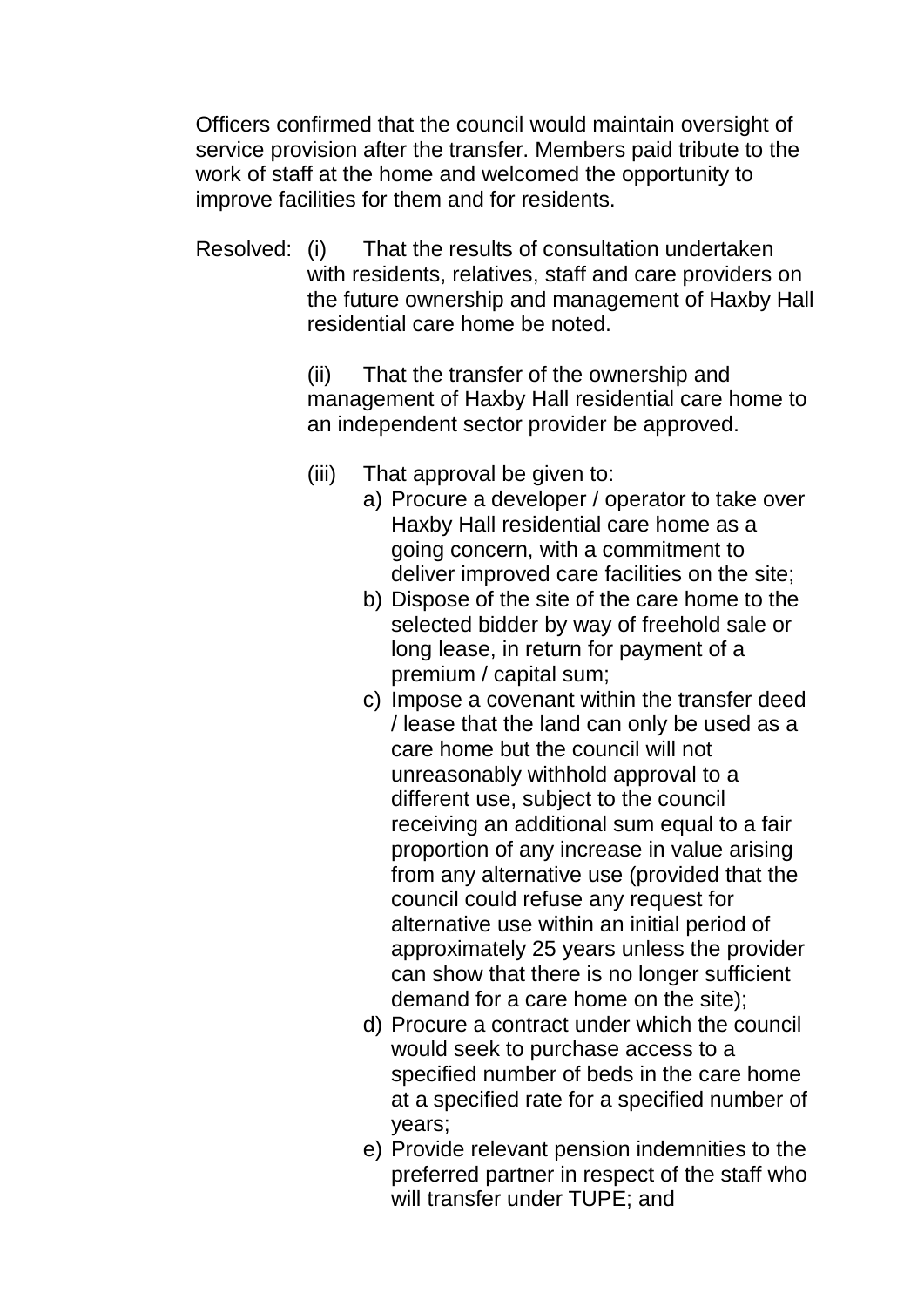Officers confirmed that the council would maintain oversight of service provision after the transfer. Members paid tribute to the work of staff at the home and welcomed the opportunity to improve facilities for them and for residents.

Resolved: (i) That the results of consultation undertaken with residents, relatives, staff and care providers on the future ownership and management of Haxby Hall residential care home be noted.

(ii) That the transfer of the ownership and management of Haxby Hall residential care home to an independent sector provider be approved.

(iii) That approval be given to:

a) Procure a developer / operator to take over Haxby Hall residential care home as a going concern, with a commitment to deliver improved care facilities on the site;
b) Dispose of the site of the care home to the selected bidder by way of freehold sale or long lease, in return for payment of a premium / capital sum;
c) Impose a covenant within the transfer deed / lease that the land can only be used as a care home but the council will not unreasonably withhold approval to a different use, subject to the council receiving an additional sum equal to a fair proportion of any increase in value arising from any alternative use (provided that the council could refuse any request for alternative use within an initial period of approximately 25 years unless the provider can show that there is no longer sufficient demand for a care home on the site);
d) Procure a contract under which the council would seek to purchase access to a specified number of beds in the care home at a specified rate for a specified number of years;
e) Provide relevant pension indemnities to the preferred partner in respect of the staff who will transfer under TUPE; and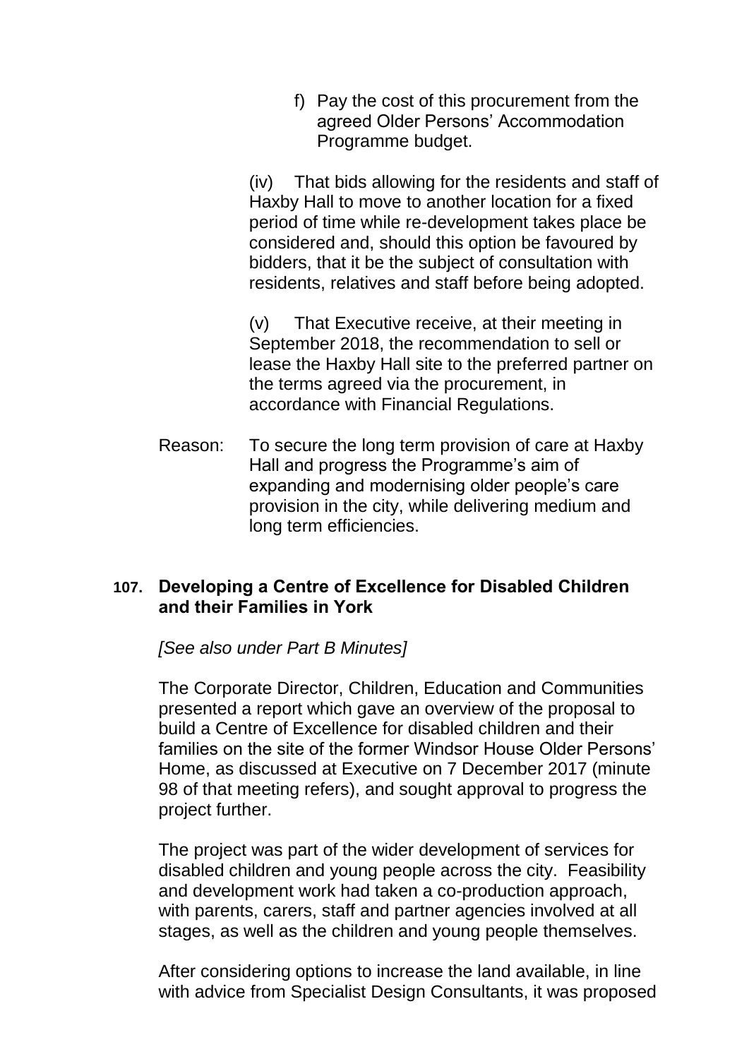f) Pay the cost of this procurement from the agreed Older Persons' Accommodation Programme budget.

(iv) That bids allowing for the residents and staff of Haxby Hall to move to another location for a fixed period of time while re-development takes place be considered and, should this option be favoured by bidders, that it be the subject of consultation with residents, relatives and staff before being adopted.

(v) That Executive receive, at their meeting in September 2018, the recommendation to sell or lease the Haxby Hall site to the preferred partner on the terms agreed via the procurement, in accordance with Financial Regulations.

Reason: To secure the long term provision of care at Haxby Hall and progress the Programme's aim of expanding and modernising older people's care provision in the city, while delivering medium and long term efficiencies.

### 107. Developing a Centre of Excellence for Disabled Children and their Families in York

*[See also under Part B Minutes]*

The Corporate Director, Children, Education and Communities presented a report which gave an overview of the proposal to build a Centre of Excellence for disabled children and their families on the site of the former Windsor House Older Persons' Home, as discussed at Executive on 7 December 2017 (minute 98 of that meeting refers), and sought approval to progress the project further.

The project was part of the wider development of services for disabled children and young people across the city. Feasibility and development work had taken a co-production approach, with parents, carers, staff and partner agencies involved at all stages, as well as the children and young people themselves.

After considering options to increase the land available, in line with advice from Specialist Design Consultants, it was proposed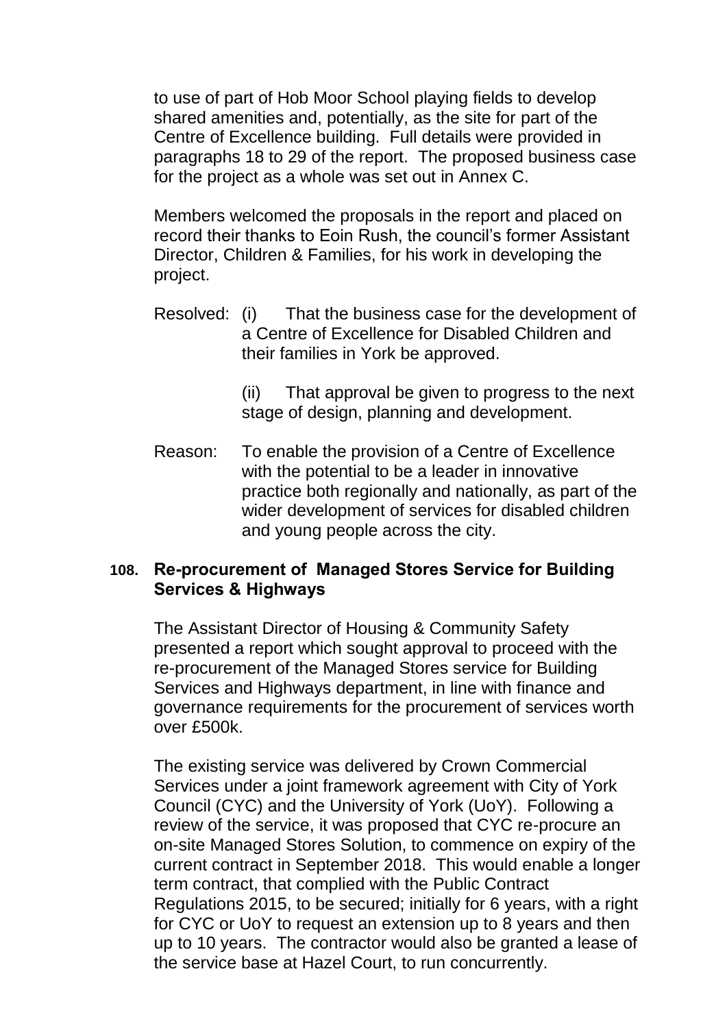to use of part of Hob Moor School playing fields to develop shared amenities and, potentially, as the site for part of the Centre of Excellence building. Full details were provided in paragraphs 18 to 29 of the report. The proposed business case for the project as a whole was set out in Annex C.

Members welcomed the proposals in the report and placed on record their thanks to Eoin Rush, the council's former Assistant Director, Children & Families, for his work in developing the project.

Resolved: (i) That the business case for the development of a Centre of Excellence for Disabled Children and their families in York be approved.

(ii) That approval be given to progress to the next stage of design, planning and development.

Reason: To enable the provision of a Centre of Excellence with the potential to be a leader in innovative practice both regionally and nationally, as part of the wider development of services for disabled children and young people across the city.

### 108. Re-procurement of Managed Stores Service for Building Services & Highways

The Assistant Director of Housing & Community Safety presented a report which sought approval to proceed with the re-procurement of the Managed Stores service for Building Services and Highways department, in line with finance and governance requirements for the procurement of services worth over £500k.

The existing service was delivered by Crown Commercial Services under a joint framework agreement with City of York Council (CYC) and the University of York (UoY). Following a review of the service, it was proposed that CYC re-procure an on-site Managed Stores Solution, to commence on expiry of the current contract in September 2018. This would enable a longer term contract, that complied with the Public Contract Regulations 2015, to be secured; initially for 6 years, with a right for CYC or UoY to request an extension up to 8 years and then up to 10 years. The contractor would also be granted a lease of the service base at Hazel Court, to run concurrently.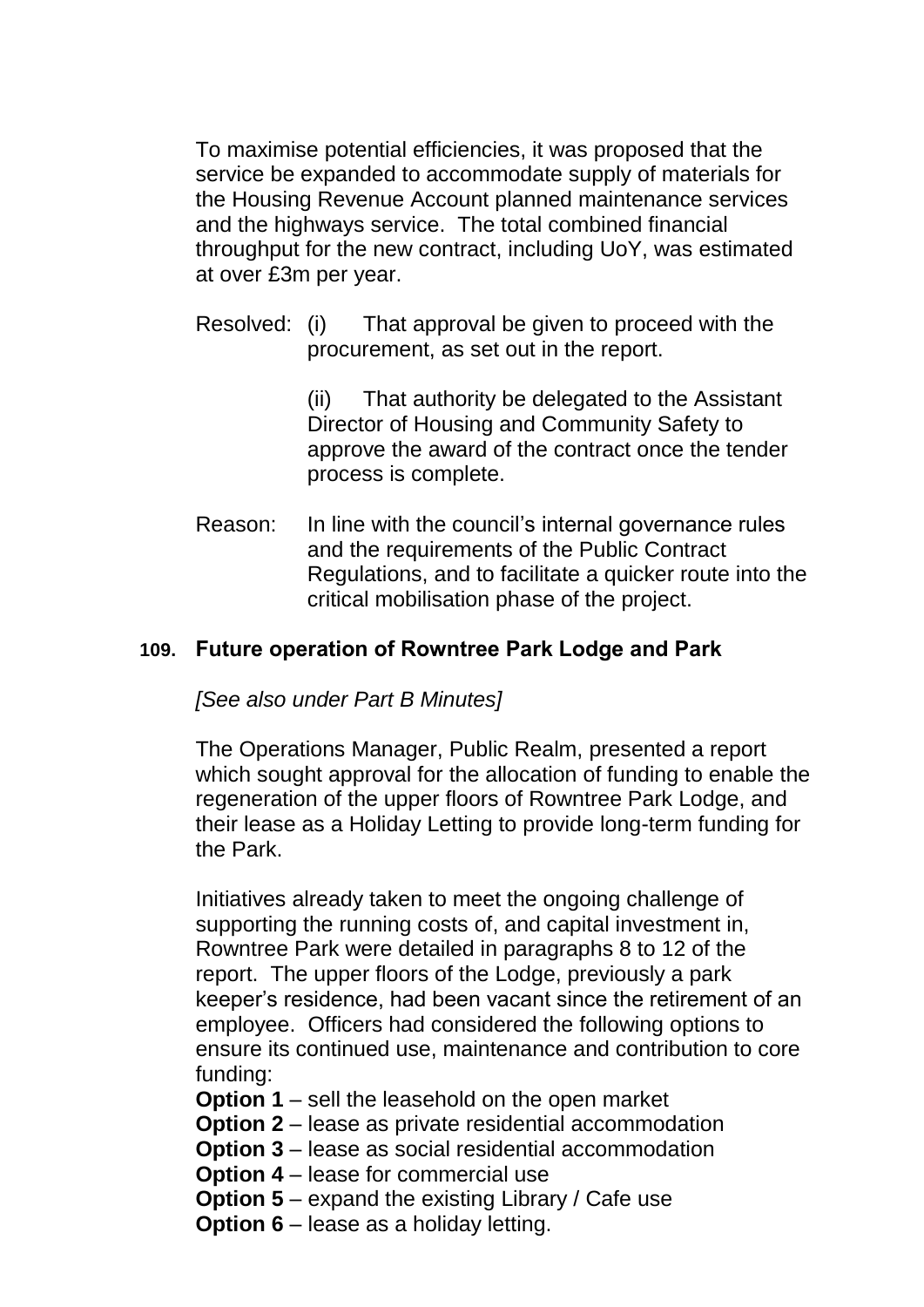To maximise potential efficiencies, it was proposed that the service be expanded to accommodate supply of materials for the Housing Revenue Account planned maintenance services and the highways service. The total combined financial throughput for the new contract, including UoY, was estimated at over £3m per year.

Resolved: (i) That approval be given to proceed with the procurement, as set out in the report.

(ii) That authority be delegated to the Assistant Director of Housing and Community Safety to approve the award of the contract once the tender process is complete.

Reason: In line with the council's internal governance rules and the requirements of the Public Contract Regulations, and to facilitate a quicker route into the critical mobilisation phase of the project.

### 109. Future operation of Rowntree Park Lodge and Park

*[See also under Part B Minutes]*

The Operations Manager, Public Realm, presented a report which sought approval for the allocation of funding to enable the regeneration of the upper floors of Rowntree Park Lodge, and their lease as a Holiday Letting to provide long-term funding for the Park.

Initiatives already taken to meet the ongoing challenge of supporting the running costs of, and capital investment in, Rowntree Park were detailed in paragraphs 8 to 12 of the report. The upper floors of the Lodge, previously a park keeper's residence, had been vacant since the retirement of an employee. Officers had considered the following options to ensure its continued use, maintenance and contribution to core funding:

**Option 1** – sell the leasehold on the open market
**Option 2** – lease as private residential accommodation
**Option 3** – lease as social residential accommodation
**Option 4** – lease for commercial use
**Option 5** – expand the existing Library / Cafe use
**Option 6** – lease as a holiday letting.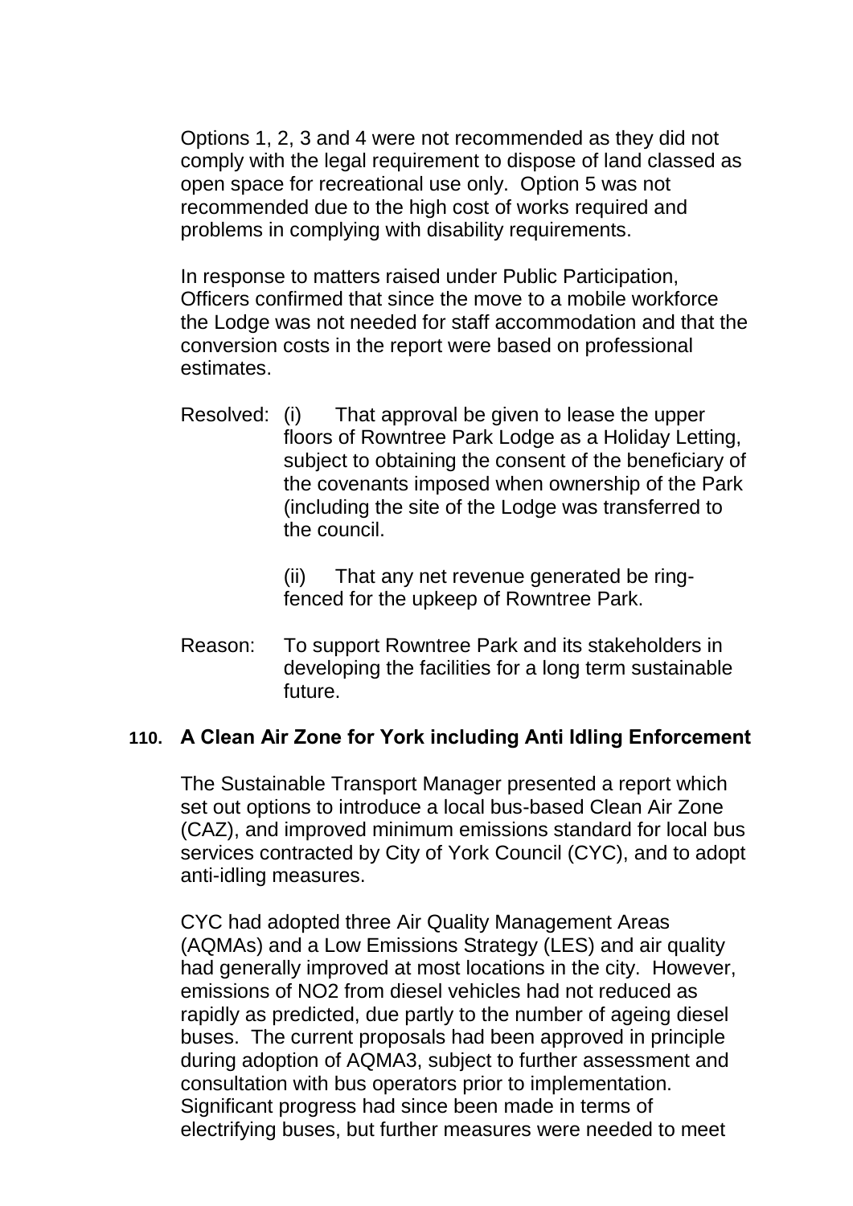Options 1, 2, 3 and 4 were not recommended as they did not comply with the legal requirement to dispose of land classed as open space for recreational use only. Option 5 was not recommended due to the high cost of works required and problems in complying with disability requirements.

In response to matters raised under Public Participation, Officers confirmed that since the move to a mobile workforce the Lodge was not needed for staff accommodation and that the conversion costs in the report were based on professional estimates.

Resolved: (i) That approval be given to lease the upper floors of Rowntree Park Lodge as a Holiday Letting, subject to obtaining the consent of the beneficiary of the covenants imposed when ownership of the Park (including the site of the Lodge was transferred to the council.

(ii) That any net revenue generated be ring-fenced for the upkeep of Rowntree Park.

Reason: To support Rowntree Park and its stakeholders in developing the facilities for a long term sustainable future.

### 110. A Clean Air Zone for York including Anti Idling Enforcement

The Sustainable Transport Manager presented a report which set out options to introduce a local bus-based Clean Air Zone (CAZ), and improved minimum emissions standard for local bus services contracted by City of York Council (CYC), and to adopt anti-idling measures.

CYC had adopted three Air Quality Management Areas (AQMAs) and a Low Emissions Strategy (LES) and air quality had generally improved at most locations in the city. However, emissions of $NO_2$ from diesel vehicles had not reduced as rapidly as predicted, due partly to the number of ageing diesel buses. The current proposals had been approved in principle during adoption of AQMA3, subject to further assessment and consultation with bus operators prior to implementation. Significant progress had since been made in terms of electrifying buses, but further measures were needed to meet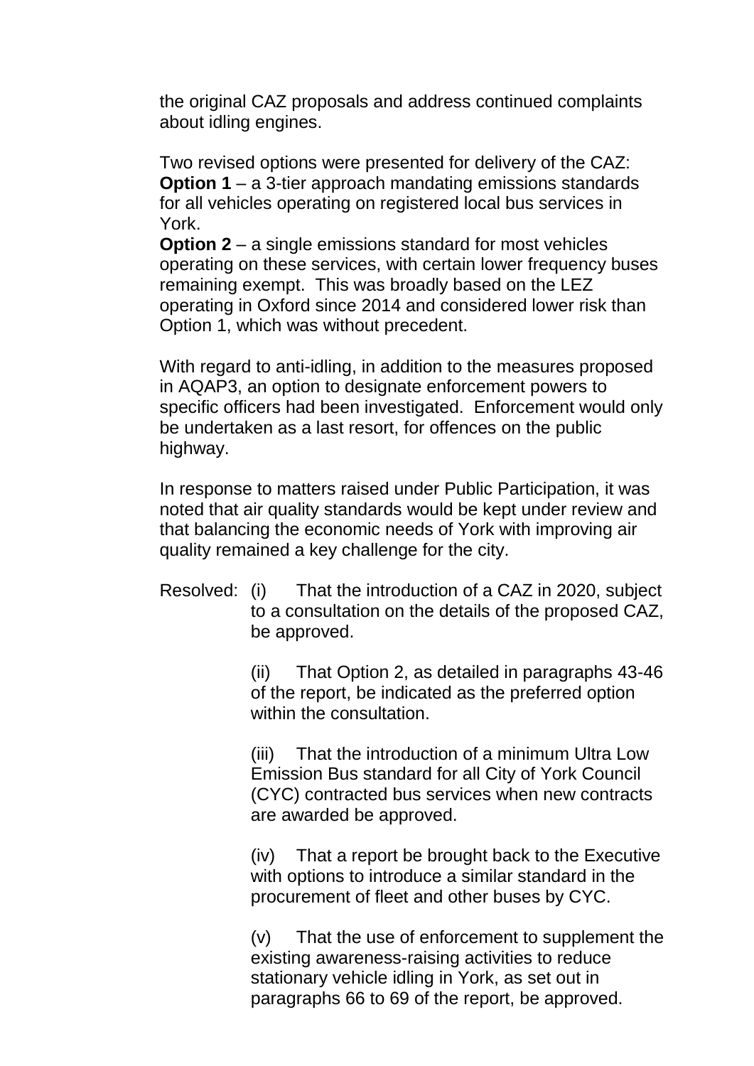the original CAZ proposals and address continued complaints about idling engines.

Two revised options were presented for delivery of the CAZ:
**Option 1** – a 3-tier approach mandating emissions standards for all vehicles operating on registered local bus services in York.
**Option 2** – a single emissions standard for most vehicles operating on these services, with certain lower frequency buses remaining exempt. This was broadly based on the LEZ operating in Oxford since 2014 and considered lower risk than Option 1, which was without precedent.

With regard to anti-idling, in addition to the measures proposed in AQAP3, an option to designate enforcement powers to specific officers had been investigated. Enforcement would only be undertaken as a last resort, for offences on the public highway.

In response to matters raised under Public Participation, it was noted that air quality standards would be kept under review and that balancing the economic needs of York with improving air quality remained a key challenge for the city.

Resolved: (i) That the introduction of a CAZ in 2020, subject to a consultation on the details of the proposed CAZ, be approved.

(ii) That Option 2, as detailed in paragraphs 43-46 of the report, be indicated as the preferred option within the consultation.

(iii) That the introduction of a minimum Ultra Low Emission Bus standard for all City of York Council (CYC) contracted bus services when new contracts are awarded be approved.

(iv) That a report be brought back to the Executive with options to introduce a similar standard in the procurement of fleet and other buses by CYC.

(v) That the use of enforcement to supplement the existing awareness-raising activities to reduce stationary vehicle idling in York, as set out in paragraphs 66 to 69 of the report, be approved.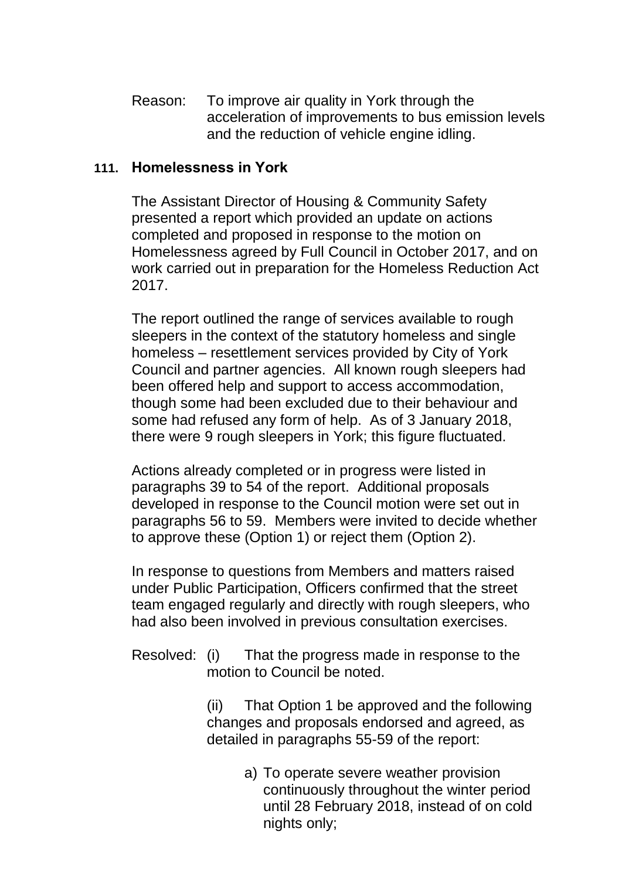Reason: To improve air quality in York through the acceleration of improvements to bus emission levels and the reduction of vehicle engine idling.

## 111. Homelessness in York

The Assistant Director of Housing & Community Safety presented a report which provided an update on actions completed and proposed in response to the motion on Homelessness agreed by Full Council in October 2017, and on work carried out in preparation for the Homeless Reduction Act 2017.

The report outlined the range of services available to rough sleepers in the context of the statutory homeless and single homeless – resettlement services provided by City of York Council and partner agencies. All known rough sleepers had been offered help and support to access accommodation, though some had been excluded due to their behaviour and some had refused any form of help. As of 3 January 2018, there were 9 rough sleepers in York; this figure fluctuated.

Actions already completed or in progress were listed in paragraphs 39 to 54 of the report. Additional proposals developed in response to the Council motion were set out in paragraphs 56 to 59. Members were invited to decide whether to approve these (Option 1) or reject them (Option 2).

In response to questions from Members and matters raised under Public Participation, Officers confirmed that the street team engaged regularly and directly with rough sleepers, who had also been involved in previous consultation exercises.

Resolved: (i) That the progress made in response to the motion to Council be noted.

(ii) That Option 1 be approved and the following changes and proposals endorsed and agreed, as detailed in paragraphs 55-59 of the report:

a) To operate severe weather provision continuously throughout the winter period until 28 February 2018, instead of on cold nights only;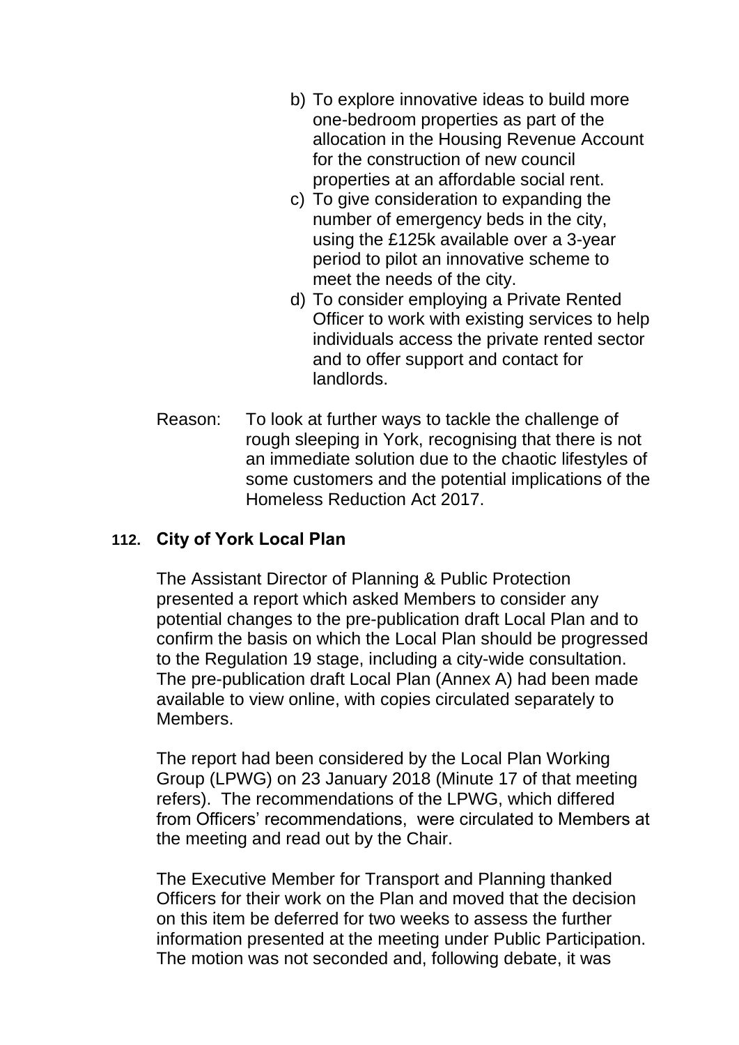b) To explore innovative ideas to build more one-bedroom properties as part of the allocation in the Housing Revenue Account for the construction of new council properties at an affordable social rent.
c) To give consideration to expanding the number of emergency beds in the city, using the £125k available over a 3-year period to pilot an innovative scheme to meet the needs of the city.
d) To consider employing a Private Rented Officer to work with existing services to help individuals access the private rented sector and to offer support and contact for landlords.

Reason: To look at further ways to tackle the challenge of rough sleeping in York, recognising that there is not an immediate solution due to the chaotic lifestyles of some customers and the potential implications of the Homeless Reduction Act 2017.

## 112. City of York Local Plan

The Assistant Director of Planning & Public Protection presented a report which asked Members to consider any potential changes to the pre-publication draft Local Plan and to confirm the basis on which the Local Plan should be progressed to the Regulation 19 stage, including a city-wide consultation. The pre-publication draft Local Plan (Annex A) had been made available to view online, with copies circulated separately to Members.

The report had been considered by the Local Plan Working Group (LPWG) on 23 January 2018 (Minute 17 of that meeting refers). The recommendations of the LPWG, which differed from Officers' recommendations, were circulated to Members at the meeting and read out by the Chair.

The Executive Member for Transport and Planning thanked Officers for their work on the Plan and moved that the decision on this item be deferred for two weeks to assess the further information presented at the meeting under Public Participation. The motion was not seconded and, following debate, it was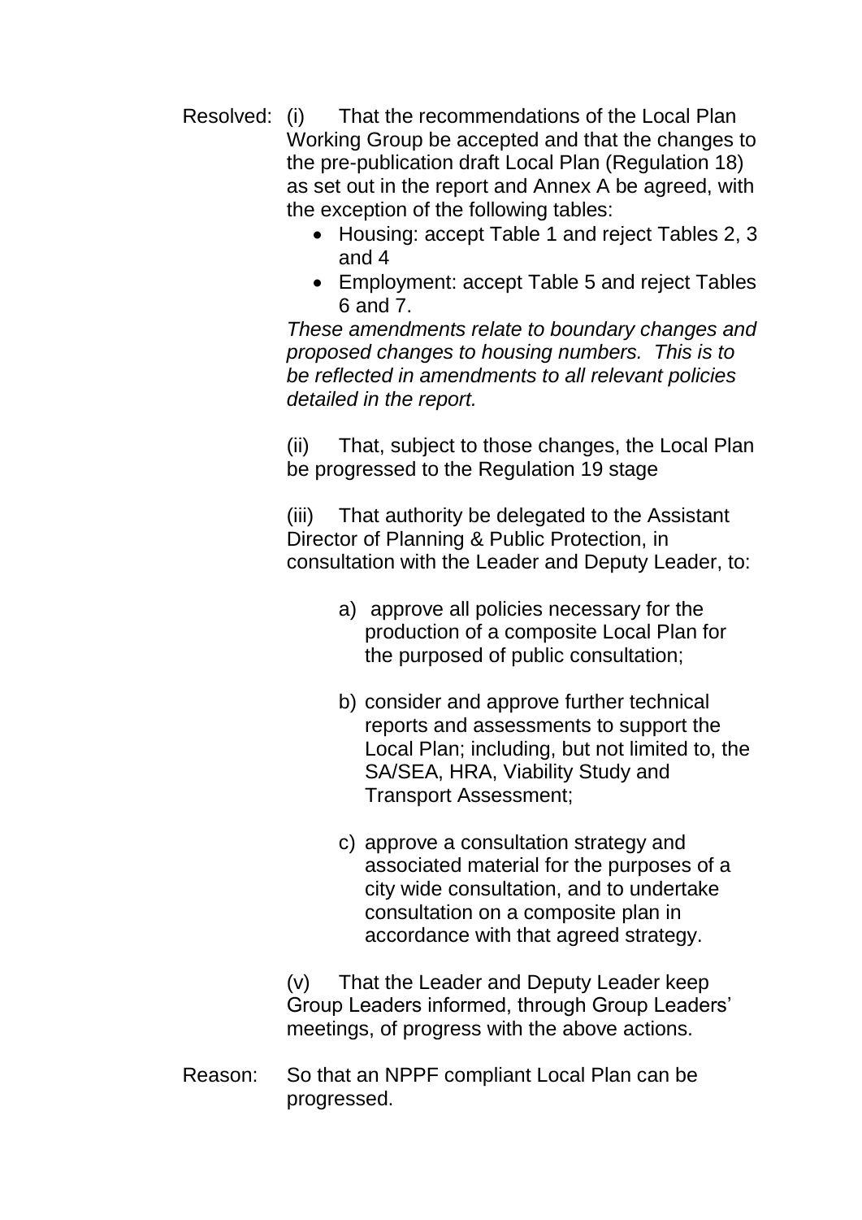Resolved: (i) That the recommendations of the Local Plan Working Group be accepted and that the changes to the pre-publication draft Local Plan (Regulation 18) as set out in the report and Annex A be agreed, with the exception of the following tables:

- Housing: accept Table 1 and reject Tables 2, 3 and 4
- Employment: accept Table 5 and reject Tables 6 and 7.

*These amendments relate to boundary changes and proposed changes to housing numbers. This is to be reflected in amendments to all relevant policies detailed in the report.*

(ii) That, subject to those changes, the Local Plan be progressed to the Regulation 19 stage

(iii) That authority be delegated to the Assistant Director of Planning & Public Protection, in consultation with the Leader and Deputy Leader, to:

a) approve all policies necessary for the production of a composite Local Plan for the purposed of public consultation;

b) consider and approve further technical reports and assessments to support the Local Plan; including, but not limited to, the SA/SEA, HRA, Viability Study and Transport Assessment;

c) approve a consultation strategy and associated material for the purposes of a city wide consultation, and to undertake consultation on a composite plan in accordance with that agreed strategy.

(v) That the Leader and Deputy Leader keep Group Leaders informed, through Group Leaders' meetings, of progress with the above actions.

Reason: So that an NPPF compliant Local Plan can be progressed.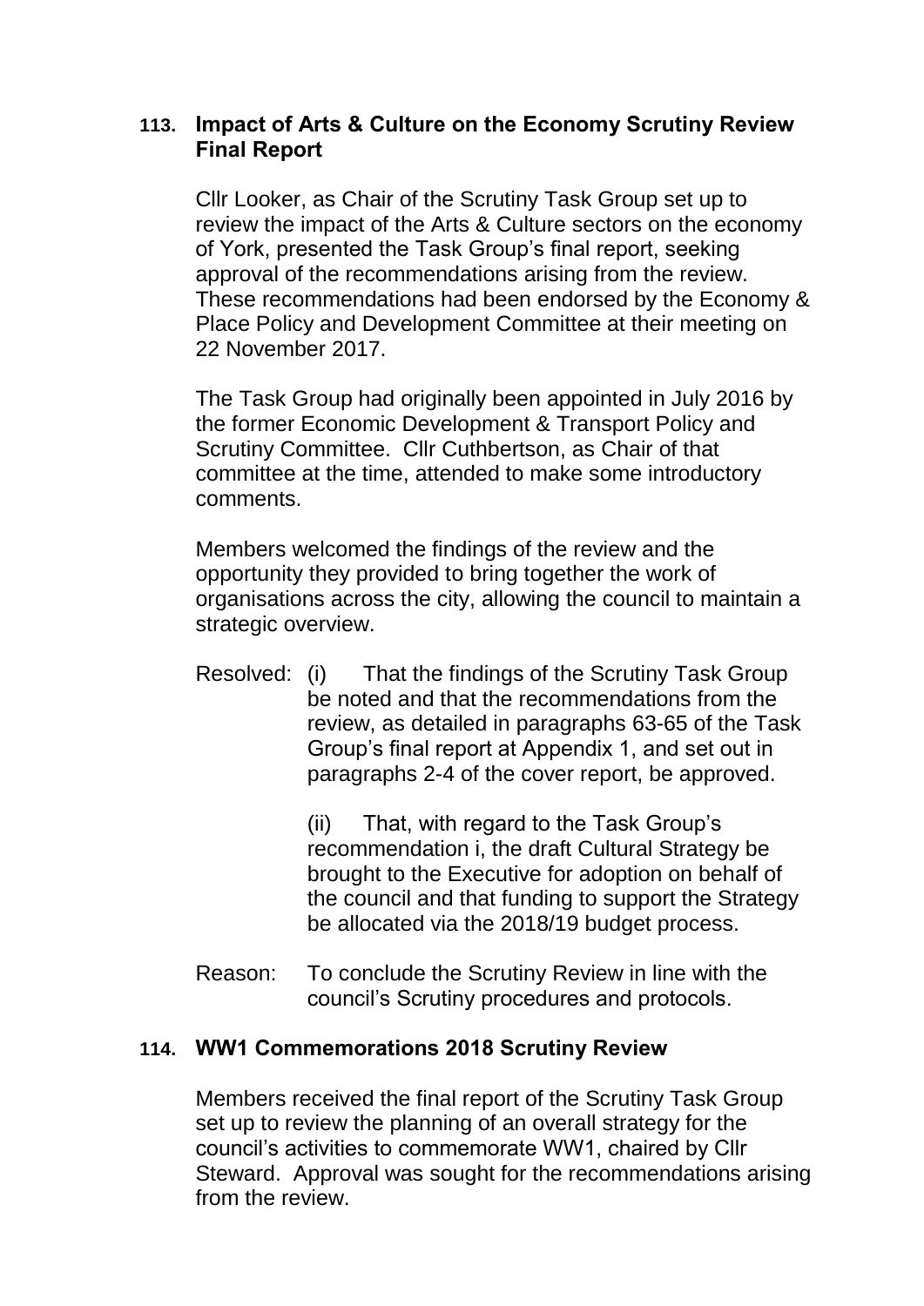### 113. Impact of Arts & Culture on the Economy Scrutiny Review Final Report

Cllr Looker, as Chair of the Scrutiny Task Group set up to review the impact of the Arts & Culture sectors on the economy of York, presented the Task Group's final report, seeking approval of the recommendations arising from the review. These recommendations had been endorsed by the Economy & Place Policy and Development Committee at their meeting on 22 November 2017.

The Task Group had originally been appointed in July 2016 by the former Economic Development & Transport Policy and Scrutiny Committee. Cllr Cuthbertson, as Chair of that committee at the time, attended to make some introductory comments.

Members welcomed the findings of the review and the opportunity they provided to bring together the work of organisations across the city, allowing the council to maintain a strategic overview.

Resolved: (i) That the findings of the Scrutiny Task Group be noted and that the recommendations from the review, as detailed in paragraphs 63-65 of the Task Group's final report at Appendix 1, and set out in paragraphs 2-4 of the cover report, be approved.

(ii) That, with regard to the Task Group's recommendation i, the draft Cultural Strategy be brought to the Executive for adoption on behalf of the council and that funding to support the Strategy be allocated via the 2018/19 budget process.

Reason: To conclude the Scrutiny Review in line with the council's Scrutiny procedures and protocols.

### 114. WW1 Commemorations 2018 Scrutiny Review

Members received the final report of the Scrutiny Task Group set up to review the planning of an overall strategy for the council's activities to commemorate WW1, chaired by Cllr Steward. Approval was sought for the recommendations arising from the review.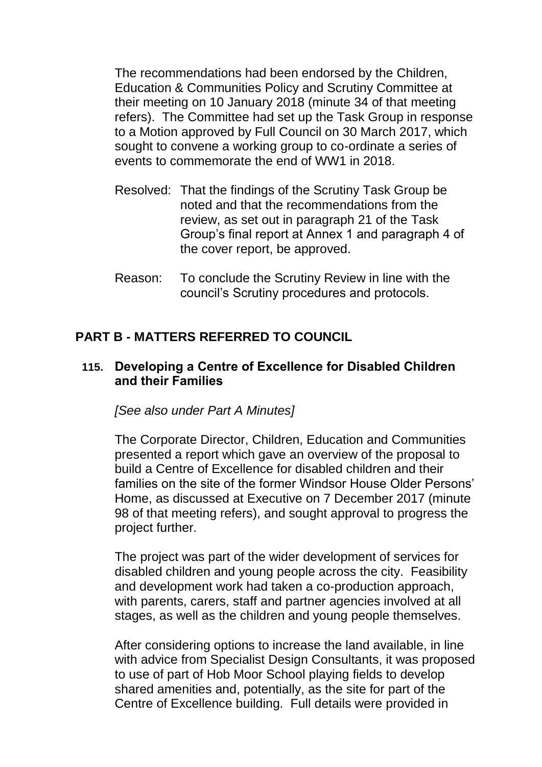The recommendations had been endorsed by the Children, Education & Communities Policy and Scrutiny Committee at their meeting on 10 January 2018 (minute 34 of that meeting refers). The Committee had set up the Task Group in response to a Motion approved by Full Council on 30 March 2017, which sought to convene a working group to co-ordinate a series of events to commemorate the end of WW1 in 2018.

Resolved: That the findings of the Scrutiny Task Group be noted and that the recommendations from the review, as set out in paragraph 21 of the Task Group's final report at Annex 1 and paragraph 4 of the cover report, be approved.

Reason: To conclude the Scrutiny Review in line with the council's Scrutiny procedures and protocols.

## PART B - MATTERS REFERRED TO COUNCIL

### 115. Developing a Centre of Excellence for Disabled Children and their Families

*[See also under Part A Minutes]*

The Corporate Director, Children, Education and Communities presented a report which gave an overview of the proposal to build a Centre of Excellence for disabled children and their families on the site of the former Windsor House Older Persons' Home, as discussed at Executive on 7 December 2017 (minute 98 of that meeting refers), and sought approval to progress the project further.

The project was part of the wider development of services for disabled children and young people across the city. Feasibility and development work had taken a co-production approach, with parents, carers, staff and partner agencies involved at all stages, as well as the children and young people themselves.

After considering options to increase the land available, in line with advice from Specialist Design Consultants, it was proposed to use of part of Hob Moor School playing fields to develop shared amenities and, potentially, as the site for part of the Centre of Excellence building. Full details were provided in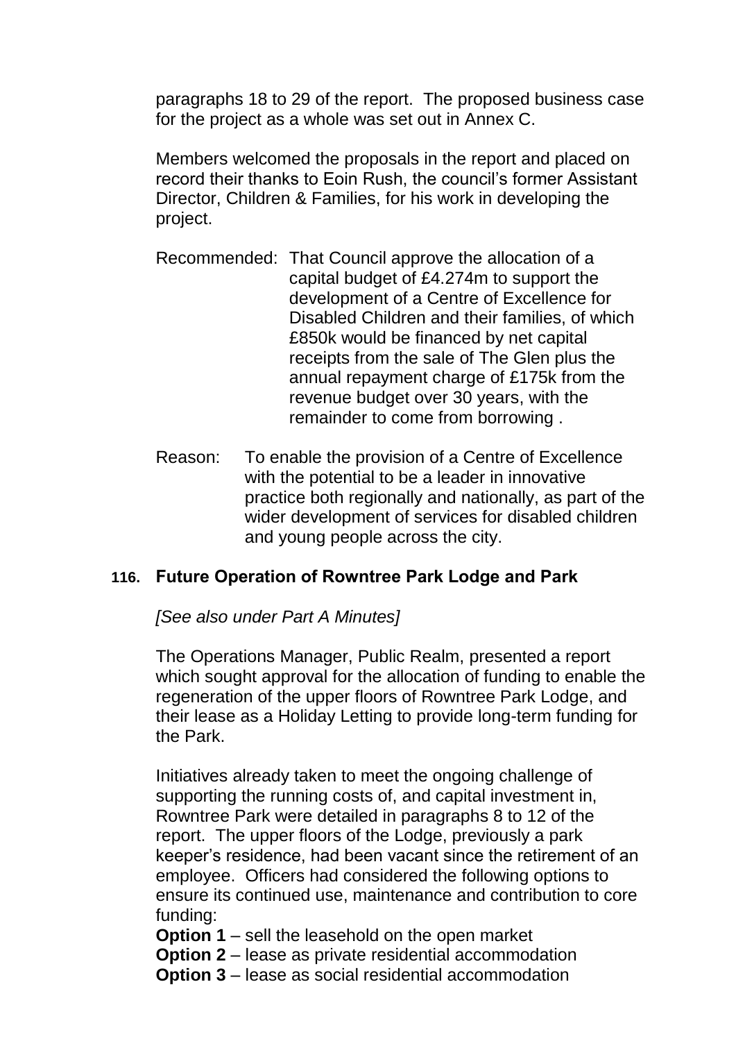paragraphs 18 to 29 of the report. The proposed business case for the project as a whole was set out in Annex C.

Members welcomed the proposals in the report and placed on record their thanks to Eoin Rush, the council's former Assistant Director, Children & Families, for his work in developing the project.

Recommended: That Council approve the allocation of a capital budget of £4.274m to support the development of a Centre of Excellence for Disabled Children and their families, of which £850k would be financed by net capital receipts from the sale of The Glen plus the annual repayment charge of £175k from the revenue budget over 30 years, with the remainder to come from borrowing .

Reason: To enable the provision of a Centre of Excellence with the potential to be a leader in innovative practice both regionally and nationally, as part of the wider development of services for disabled children and young people across the city.

## 116. Future Operation of Rowntree Park Lodge and Park

*[See also under Part A Minutes]*

The Operations Manager, Public Realm, presented a report which sought approval for the allocation of funding to enable the regeneration of the upper floors of Rowntree Park Lodge, and their lease as a Holiday Letting to provide long-term funding for the Park.

Initiatives already taken to meet the ongoing challenge of supporting the running costs of, and capital investment in, Rowntree Park were detailed in paragraphs 8 to 12 of the report. The upper floors of the Lodge, previously a park keeper's residence, had been vacant since the retirement of an employee. Officers had considered the following options to ensure its continued use, maintenance and contribution to core funding:

**Option 1** – sell the leasehold on the open market
**Option 2** – lease as private residential accommodation
**Option 3** – lease as social residential accommodation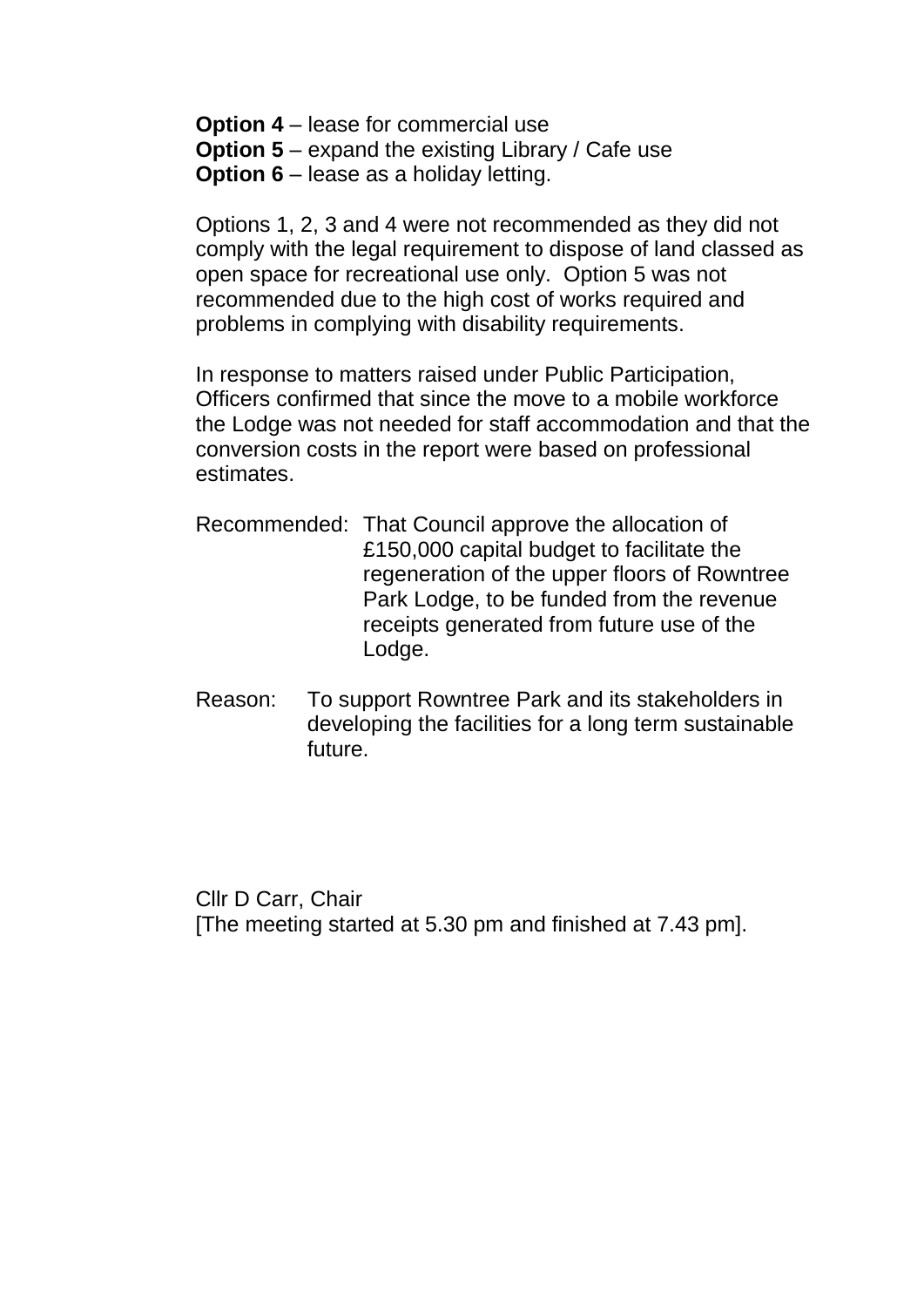**Option 4** – lease for commercial use
**Option 5** – expand the existing Library / Cafe use
**Option 6** – lease as a holiday letting.

Options 1, 2, 3 and 4 were not recommended as they did not comply with the legal requirement to dispose of land classed as open space for recreational use only. Option 5 was not recommended due to the high cost of works required and problems in complying with disability requirements.

In response to matters raised under Public Participation, Officers confirmed that since the move to a mobile workforce the Lodge was not needed for staff accommodation and that the conversion costs in the report were based on professional estimates.

Recommended: That Council approve the allocation of £150,000 capital budget to facilitate the regeneration of the upper floors of Rowntree Park Lodge, to be funded from the revenue receipts generated from future use of the Lodge.

Reason: To support Rowntree Park and its stakeholders in developing the facilities for a long term sustainable future.

Cllr D Carr, Chair
[The meeting started at 5.30 pm and finished at 7.43 pm].